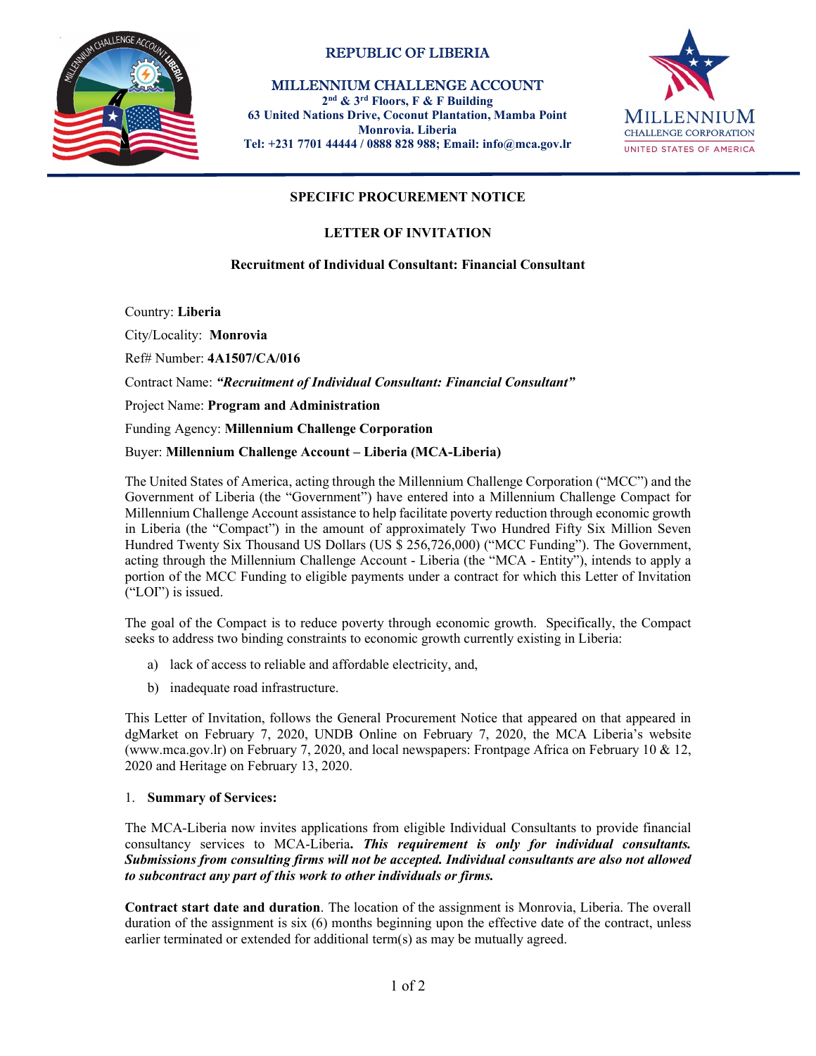REPUBLIC OF LIBERIA

MILLENNIUM CHALLENGE ACCOUNT
2nd & 3rd Floors, F & F Building
63 United Nations Drive, Coconut Plantation, Mamba Point
Monrovia. Liberia
Tel: +231 7701 44444 / 0888 828 988; Email: info@mca.gov.lr

MILLENNIUM CHALLENGE CORPORATION
UNITED STATES OF AMERICA

## SPECIFIC PROCUREMENT NOTICE

## LETTER OF INVITATION

### Recruitment of Individual Consultant: Financial Consultant

Country: **Liberia**

City/Locality: **Monrovia**

Ref# Number: **4A1507/CA/016**

Contract Name: ***"Recruitment of Individual Consultant: Financial Consultant"***

Project Name: **Program and Administration**

Funding Agency: **Millennium Challenge Corporation**

Buyer: **Millennium Challenge Account – Liberia (MCA-Liberia)**

The United States of America, acting through the Millennium Challenge Corporation ("MCC") and the Government of Liberia (the "Government") have entered into a Millennium Challenge Compact for Millennium Challenge Account assistance to help facilitate poverty reduction through economic growth in Liberia (the "Compact") in the amount of approximately Two Hundred Fifty Six Million Seven Hundred Twenty Six Thousand US Dollars (US $ 256,726,000) ("MCC Funding"). The Government, acting through the Millennium Challenge Account - Liberia (the "MCA - Entity"), intends to apply a portion of the MCC Funding to eligible payments under a contract for which this Letter of Invitation ("LOI") is issued.

The goal of the Compact is to reduce poverty through economic growth. Specifically, the Compact seeks to address two binding constraints to economic growth currently existing in Liberia:

a) lack of access to reliable and affordable electricity, and,
b) inadequate road infrastructure.

This Letter of Invitation, follows the General Procurement Notice that appeared on that appeared in dgMarket on February 7, 2020, UNDB Online on February 7, 2020, the MCA Liberia's website (www.mca.gov.lr) on February 7, 2020, and local newspapers: Frontpage Africa on February 10 & 12, 2020 and Heritage on February 13, 2020.

1. **Summary of Services:**

The MCA-Liberia now invites applications from eligible Individual Consultants to provide financial consultancy services to MCA-Liberia**.** ***This requirement is only for individual consultants. Submissions from consulting firms will not be accepted. Individual consultants are also not allowed to subcontract any part of this work to other individuals or firms.***

**Contract start date and duration**. The location of the assignment is Monrovia, Liberia. The overall duration of the assignment is six (6) months beginning upon the effective date of the contract, unless earlier terminated or extended for additional term(s) as may be mutually agreed.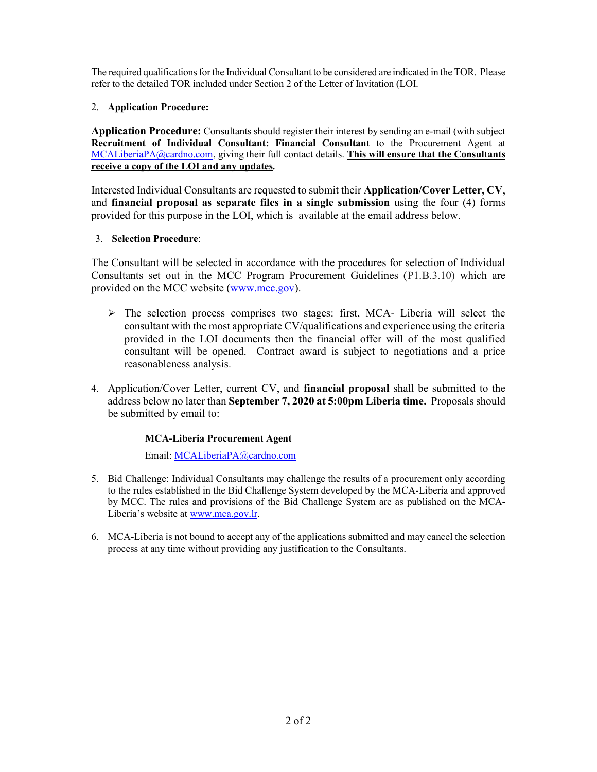The required qualifications for the Individual Consultant to be considered are indicated in the TOR. Please refer to the detailed TOR included under Section 2 of the Letter of Invitation (LOI.

2. **Application Procedure:**

**Application Procedure:** Consultants should register their interest by sending an e-mail (with subject **Recruitment of Individual Consultant: Financial Consultant** to the Procurement Agent at MCALiberiaPA@cardno.com, giving their full contact details. **This will ensure that the Consultants receive a copy of the LOI and any updates.**

Interested Individual Consultants are requested to submit their **Application/Cover Letter, CV**, and **financial proposal as separate files in a single submission** using the four (4) forms provided for this purpose in the LOI, which is available at the email address below.

3. **Selection Procedure**:

The Consultant will be selected in accordance with the procedures for selection of Individual Consultants set out in the MCC Program Procurement Guidelines (P1.B.3.10) which are provided on the MCC website (www.mcc.gov).

- The selection process comprises two stages: first, MCA- Liberia will select the consultant with the most appropriate CV/qualifications and experience using the criteria provided in the LOI documents then the financial offer will of the most qualified consultant will be opened. Contract award is subject to negotiations and a price reasonableness analysis.

4. Application/Cover Letter, current CV, and **financial proposal** shall be submitted to the address below no later than **September 7, 2020 at 5:00pm Liberia time.** Proposals should be submitted by email to:

   **MCA-Liberia Procurement Agent**

   Email: MCALiberiaPA@cardno.com

5. Bid Challenge: Individual Consultants may challenge the results of a procurement only according to the rules established in the Bid Challenge System developed by the MCA-Liberia and approved by MCC. The rules and provisions of the Bid Challenge System are as published on the MCA-Liberia's website at www.mca.gov.lr.

6. MCA-Liberia is not bound to accept any of the applications submitted and may cancel the selection process at any time without providing any justification to the Consultants.